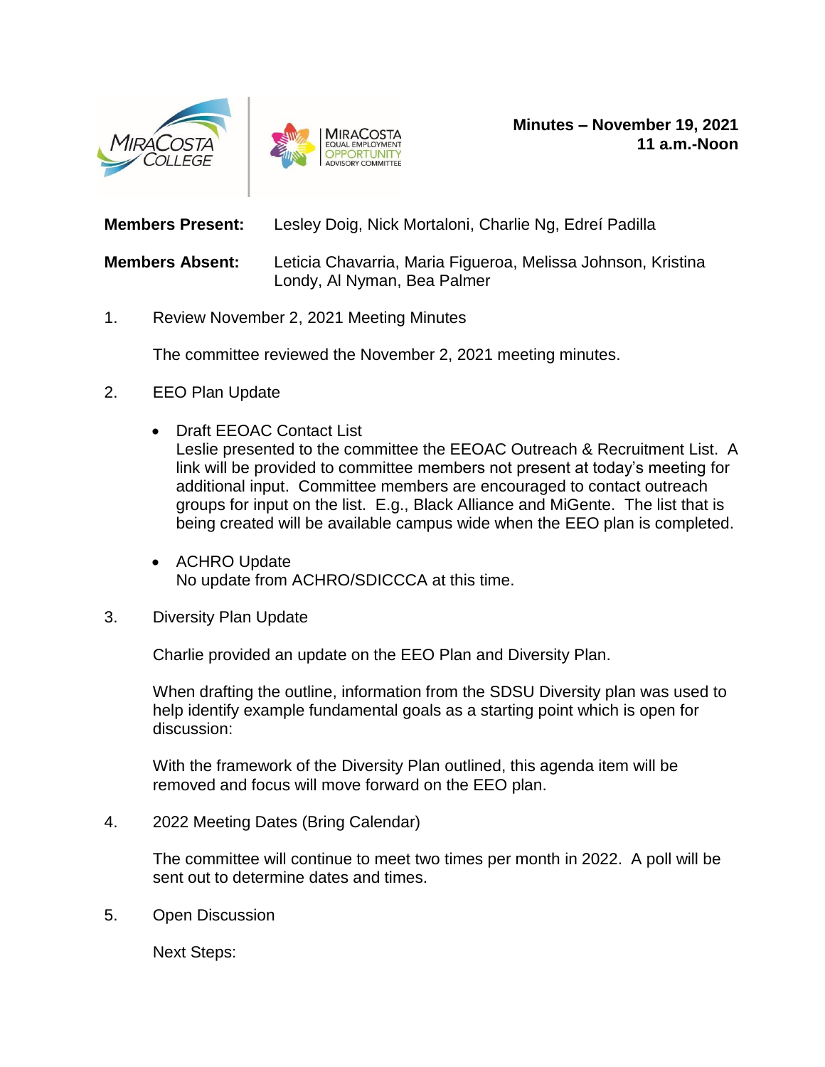**Minutes – November 19, 2021**
**11 a.m.-Noon**

**Members Present:** Lesley Doig, Nick Mortaloni, Charlie Ng, Edreí Padilla

**Members Absent:** Leticia Chavarria, Maria Figueroa, Melissa Johnson, Kristina Londy, Al Nyman, Bea Palmer

1. Review November 2, 2021 Meeting Minutes

   The committee reviewed the November 2, 2021 meeting minutes.

2. EEO Plan Update

   - Draft EEOAC Contact List
     Leslie presented to the committee the EEOAC Outreach & Recruitment List. A link will be provided to committee members not present at today's meeting for additional input. Committee members are encouraged to contact outreach groups for input on the list. E.g., Black Alliance and MiGente. The list that is being created will be available campus wide when the EEO plan is completed.

   - ACHRO Update
     No update from ACHRO/SDICCCA at this time.

3. Diversity Plan Update

   Charlie provided an update on the EEO Plan and Diversity Plan.

   When drafting the outline, information from the SDSU Diversity plan was used to help identify example fundamental goals as a starting point which is open for discussion:

   With the framework of the Diversity Plan outlined, this agenda item will be removed and focus will move forward on the EEO plan.

4. 2022 Meeting Dates (Bring Calendar)

   The committee will continue to meet two times per month in 2022. A poll will be sent out to determine dates and times.

5. Open Discussion

   Next Steps: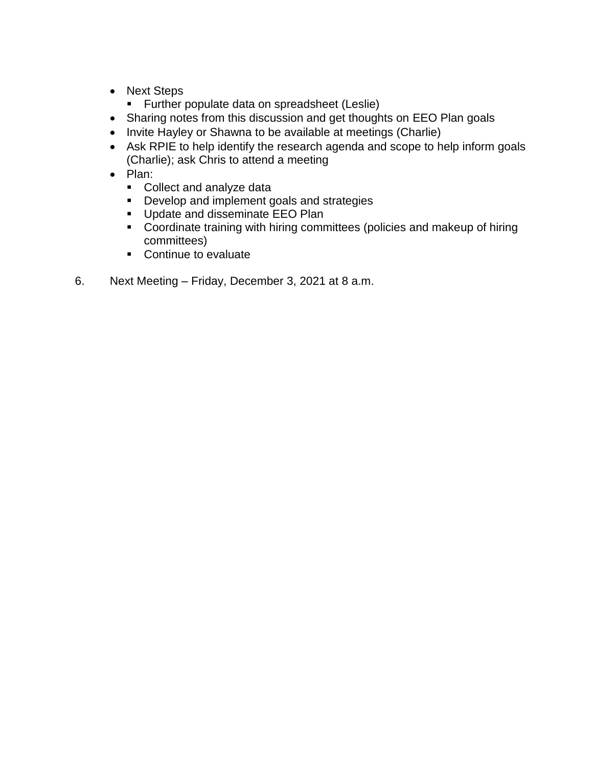- Next Steps
  - Further populate data on spreadsheet (Leslie)
- Sharing notes from this discussion and get thoughts on EEO Plan goals
- Invite Hayley or Shawna to be available at meetings (Charlie)
- Ask RPIE to help identify the research agenda and scope to help inform goals (Charlie); ask Chris to attend a meeting
- Plan:
  - Collect and analyze data
  - Develop and implement goals and strategies
  - Update and disseminate EEO Plan
  - Coordinate training with hiring committees (policies and makeup of hiring committees)
  - Continue to evaluate

6. Next Meeting – Friday, December 3, 2021 at 8 a.m.